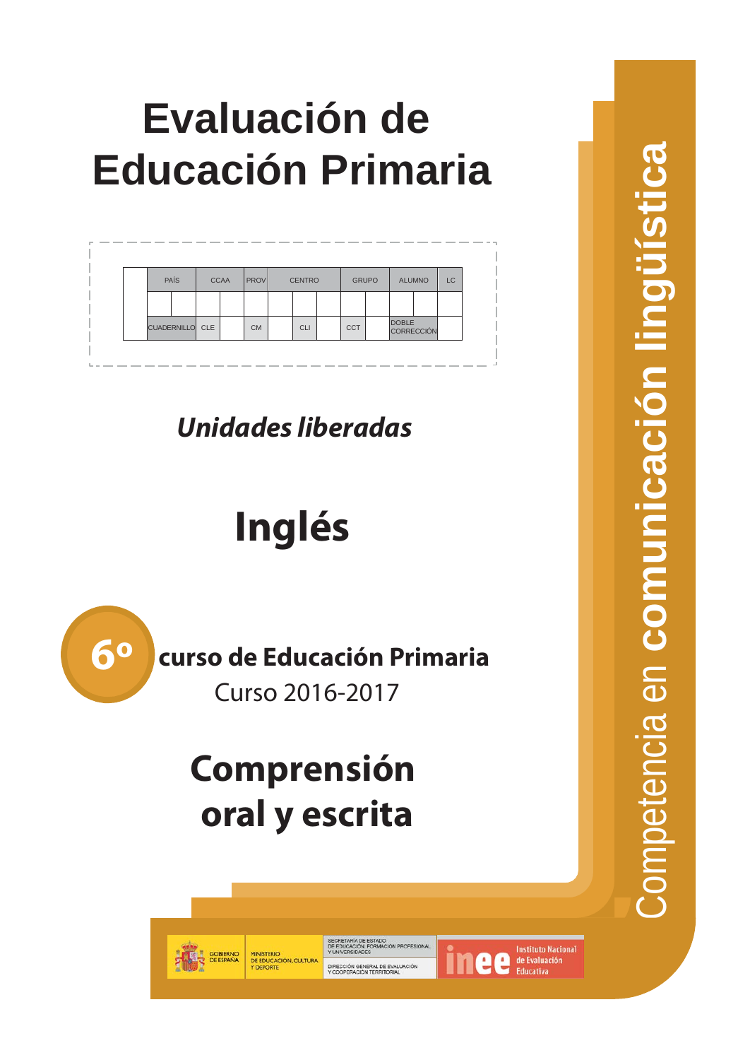# Evaluación de Educación Primaria

| | PAÍS | | CCAA | | PROV | CENTRO | | | GRUPO | | ALUMNO | | LC |
|---|---|---|---|---|---|---|---|---|---|---|---|---|---|
| | | | | | | | | | | | | | |
| | CUADERNILLO | | CLE | | CM | | CLI | | CCT | | DOBLE CORRECCIÓN | | |

## *Unidades liberadas*

# Inglés

**6º curso de Educación Primaria**

Curso 2016-2017

# Comprensión oral y escrita

Competencia en **comunicación lingüística**

GOBIERNO DE ESPAÑA — MINISTERIO DE EDUCACIÓN, CULTURA Y DEPORTE — SECRETARÍA DE ESTADO DE EDUCACIÓN, FORMACIÓN PROFESIONAL Y UNIVERSIDADES — DIRECCIÓN GENERAL DE EVALUACIÓN Y COOPERACIÓN TERRITORIAL

inee Instituto Nacional de Evaluación Educativa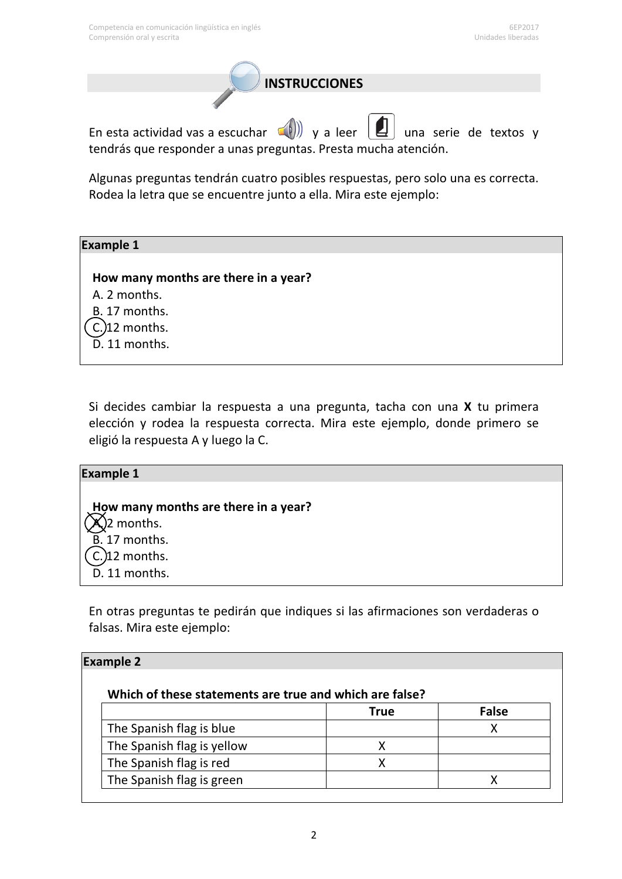## INSTRUCCIONES

En esta actividad vas a escuchar y a leer una serie de textos y tendrás que responder a unas preguntas. Presta mucha atención.

Algunas preguntas tendrán cuatro posibles respuestas, pero solo una es correcta. Rodea la letra que se encuentre junto a ella. Mira este ejemplo:

**Example 1**

**How many months are there in a year?**

A. 2 months.
B. 17 months.
(C.) 12 months.
D. 11 months.

Si decides cambiar la respuesta a una pregunta, tacha con una **X** tu primera elección y rodea la respuesta correcta. Mira este ejemplo, donde primero se eligió la respuesta A y luego la C.

**Example 1**

**How many months are there in a year?**

~~A.~~ 2 months.
B. 17 months.
(C.) 12 months.
D. 11 months.

En otras preguntas te pedirán que indiques si las afirmaciones son verdaderas o falsas. Mira este ejemplo:

**Example 2**

**Which of these statements are true and which are false?**

| | True | False |
|---|---|---|
| The Spanish flag is blue | | X |
| The Spanish flag is yellow | X | |
| The Spanish flag is red | X | |
| The Spanish flag is green | | X |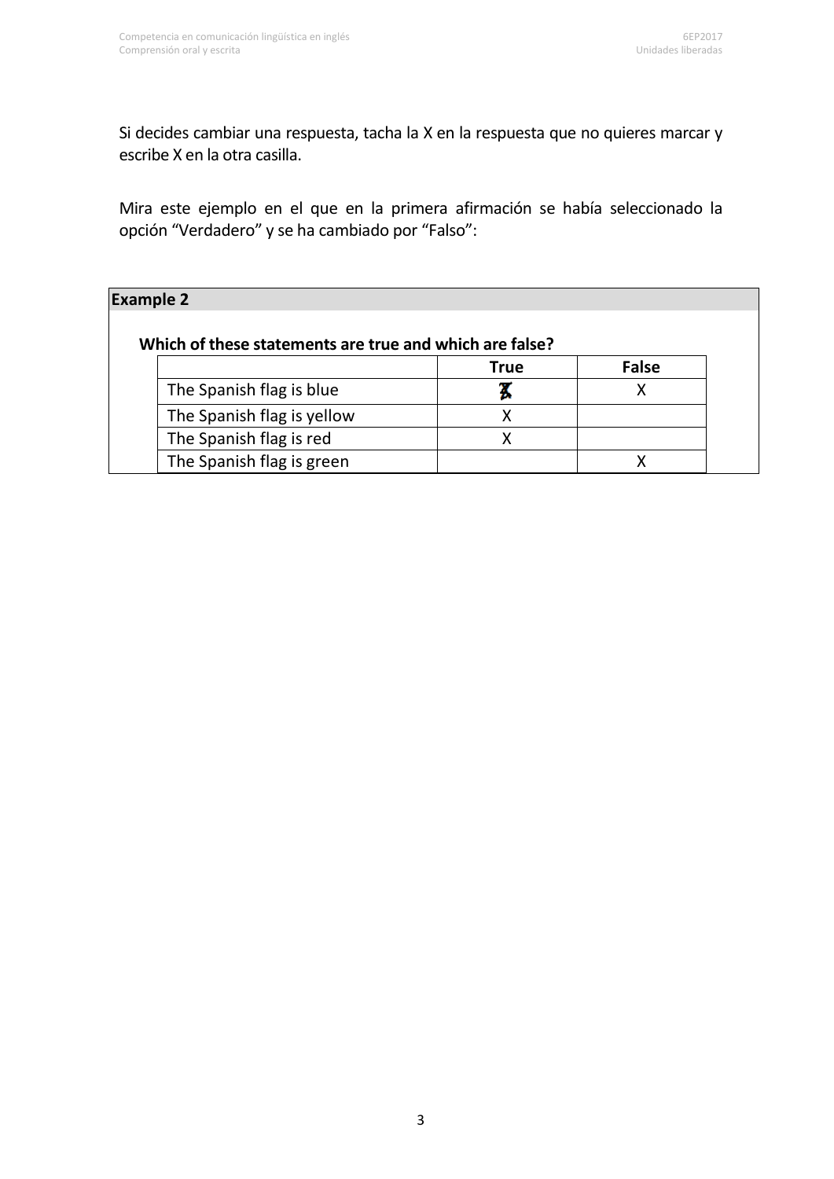Si decides cambiar una respuesta, tacha la X en la respuesta que no quieres marcar y escribe X en la otra casilla.

Mira este ejemplo en el que en la primera afirmación se había seleccionado la opción "Verdadero" y se ha cambiado por "Falso":

**Example 2**

**Which of these statements are true and which are false?**

| | True | False |
|---|---|---|
| The Spanish flag is blue | ~~X~~ | X |
| The Spanish flag is yellow | X | |
| The Spanish flag is red | X | |
| The Spanish flag is green | | X |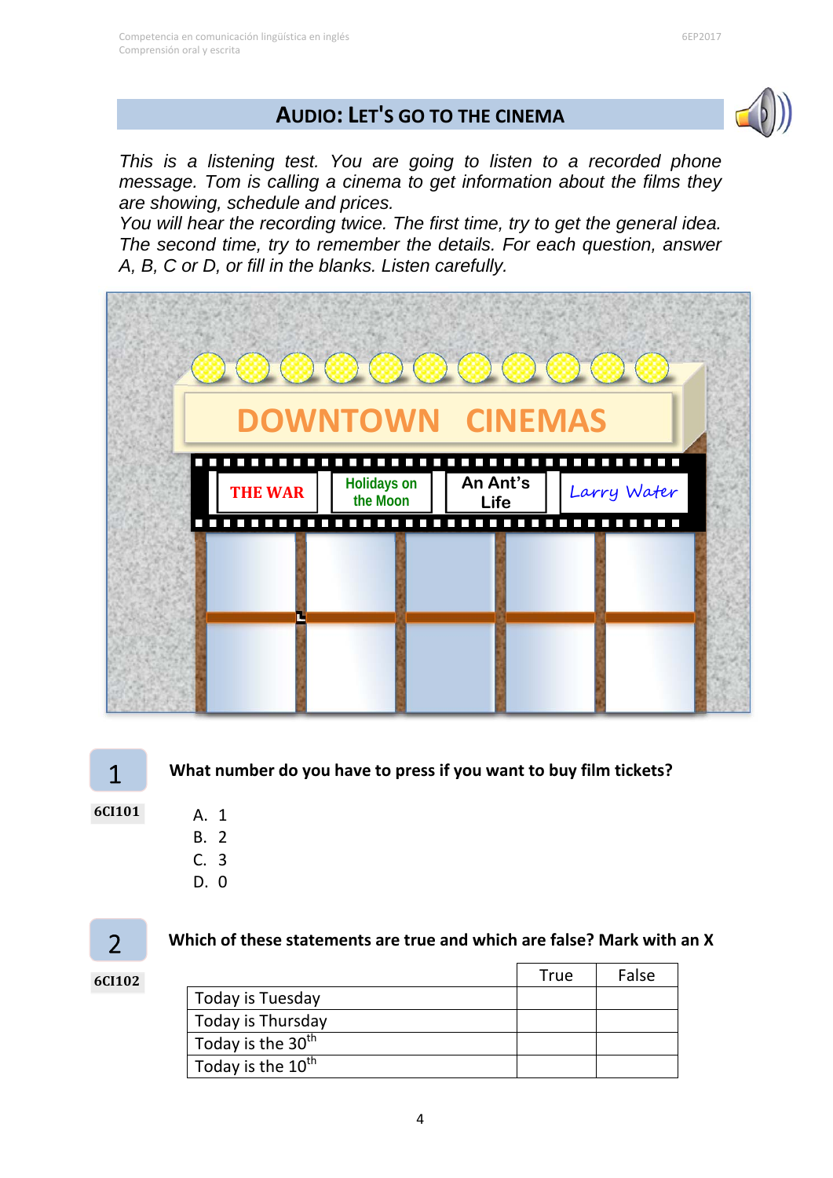## AUDIO: LET'S GO TO THE CINEMA

*This is a listening test. You are going to listen to a recorded phone message. Tom is calling a cinema to get information about the films they are showing, schedule and prices.*
*You will hear the recording twice. The first time, try to get the general idea. The second time, try to remember the details. For each question, answer A, B, C or D, or fill in the blanks. Listen carefully.*

DOWNTOWN CINEMAS

THE WAR | Holidays on the Moon | An Ant's Life | Larry Water

**1** 6CI101

**What number do you have to press if you want to buy film tickets?**

A. 1
B. 2
C. 3
D. 0

**2** 6CI102

**Which of these statements are true and which are false? Mark with an X**

| | True | False |
|---|---|---|
| Today is Tuesday | | |
| Today is Thursday | | |
| Today is the 30th | | |
| Today is the 10th | | |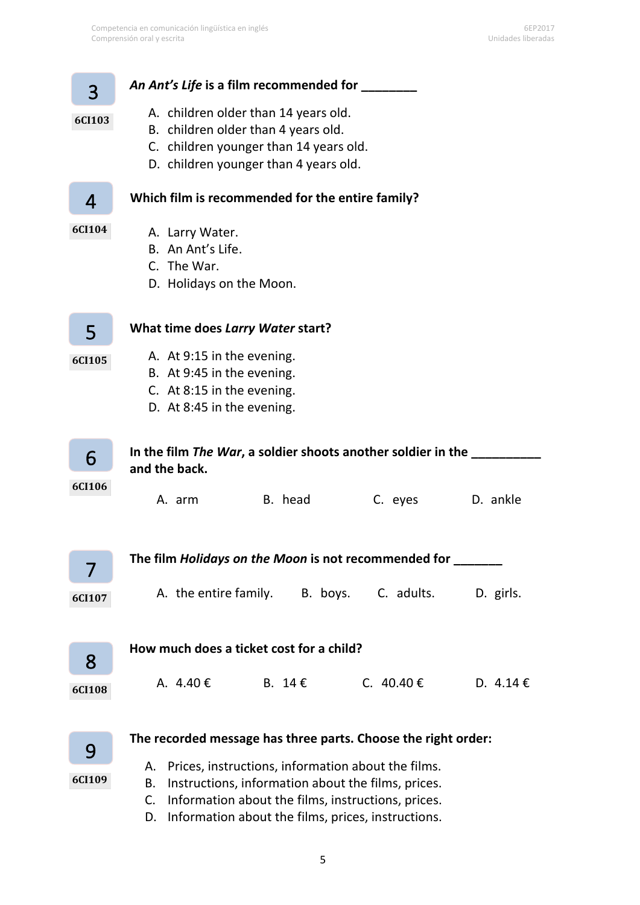**3**

6CI103

***An Ant's Life* is a film recommended for ________**

A. children older than 14 years old.
B. children older than 4 years old.
C. children younger than 14 years old.
D. children younger than 4 years old.

**4**

6CI104

**Which film is recommended for the entire family?**

A. Larry Water.
B. An Ant's Life.
C. The War.
D. Holidays on the Moon.

**5**

6CI105

**What time does *Larry Water* start?**

A. At 9:15 in the evening.
B. At 9:45 in the evening.
C. At 8:15 in the evening.
D. At 8:45 in the evening.

**6**

6CI106

**In the film *The War*, a soldier shoots another soldier in the __________ and the back.**

A. arm  B. head  C. eyes  D. ankle

**7**

6CI107

**The film *Holidays on the Moon* is not recommended for _______**

A. the entire family.  B. boys.  C. adults.  D. girls.

**8**

6CI108

**How much does a ticket cost for a child?**

A. 4.40 €  B. 14 €  C. 40.40 €  D. 4.14 €

**9**

6CI109

**The recorded message has three parts. Choose the right order:**

A. Prices, instructions, information about the films.
B. Instructions, information about the films, prices.
C. Information about the films, instructions, prices.
D. Information about the films, prices, instructions.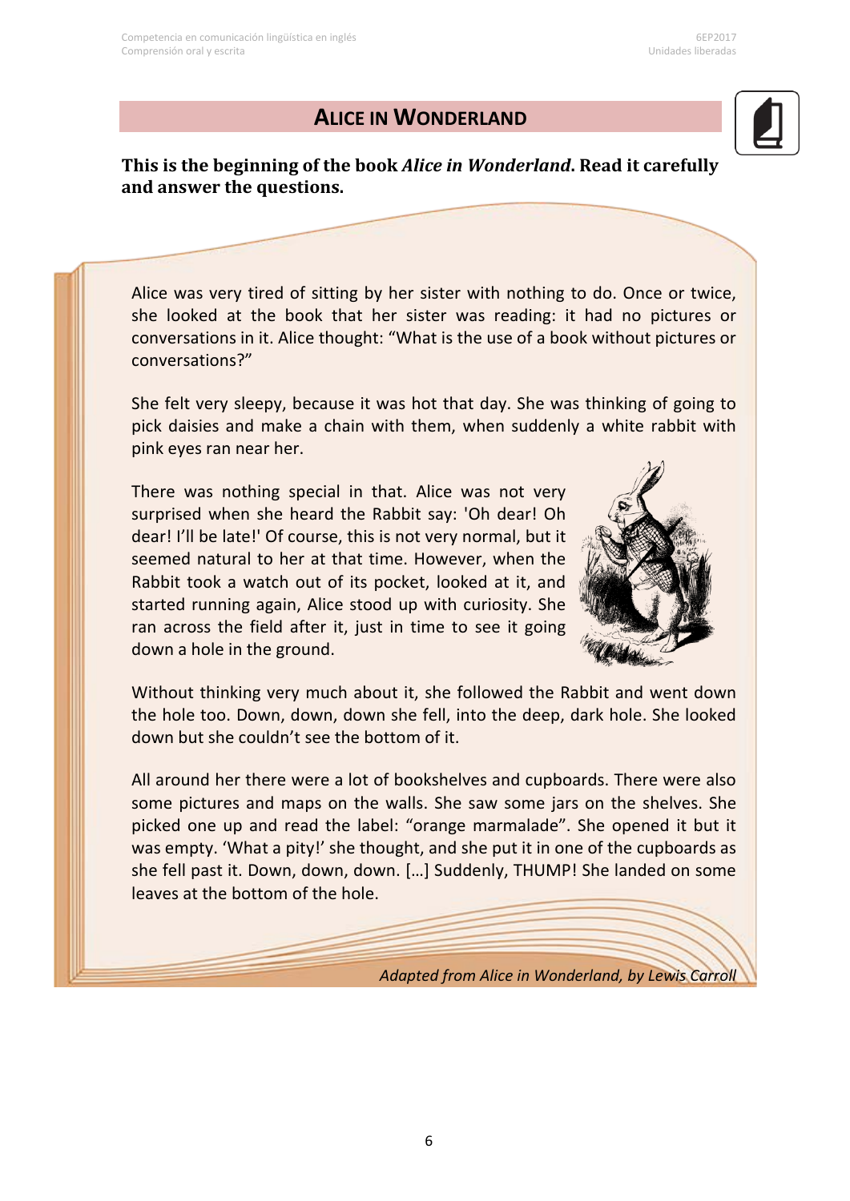## ALICE IN WONDERLAND

**This is the beginning of the book *Alice in Wonderland*. Read it carefully and answer the questions.**

Alice was very tired of sitting by her sister with nothing to do. Once or twice, she looked at the book that her sister was reading: it had no pictures or conversations in it. Alice thought: "What is the use of a book without pictures or conversations?"

She felt very sleepy, because it was hot that day. She was thinking of going to pick daisies and make a chain with them, when suddenly a white rabbit with pink eyes ran near her.

There was nothing special in that. Alice was not very surprised when she heard the Rabbit say: 'Oh dear! Oh dear! I'll be late!' Of course, this is not very normal, but it seemed natural to her at that time. However, when the Rabbit took a watch out of its pocket, looked at it, and started running again, Alice stood up with curiosity. She ran across the field after it, just in time to see it going down a hole in the ground.

Without thinking very much about it, she followed the Rabbit and went down the hole too. Down, down, down she fell, into the deep, dark hole. She looked down but she couldn't see the bottom of it.

All around her there were a lot of bookshelves and cupboards. There were also some pictures and maps on the walls. She saw some jars on the shelves. She picked one up and read the label: "orange marmalade". She opened it but it was empty. 'What a pity!' she thought, and she put it in one of the cupboards as she fell past it. Down, down, down. […] Suddenly, THUMP! She landed on some leaves at the bottom of the hole.

*Adapted from Alice in Wonderland, by Lewis Carroll*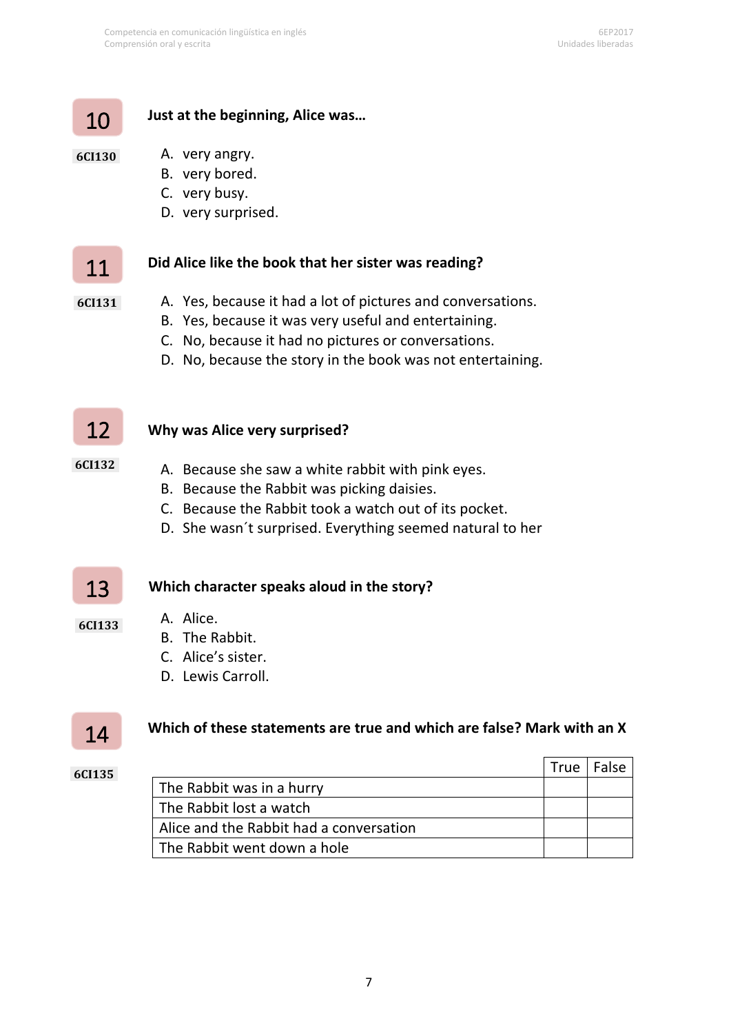**10** 6CI130

**Just at the beginning, Alice was…**

A. very angry.
B. very bored.
C. very busy.
D. very surprised.

**11** 6CI131

**Did Alice like the book that her sister was reading?**

A. Yes, because it had a lot of pictures and conversations.
B. Yes, because it was very useful and entertaining.
C. No, because it had no pictures or conversations.
D. No, because the story in the book was not entertaining.

**12** 6CI132

**Why was Alice very surprised?**

A. Because she saw a white rabbit with pink eyes.
B. Because the Rabbit was picking daisies.
C. Because the Rabbit took a watch out of its pocket.
D. She wasn´t surprised. Everything seemed natural to her

**13** 6CI133

**Which character speaks aloud in the story?**

A. Alice.
B. The Rabbit.
C. Alice's sister.
D. Lewis Carroll.

**14** 6CI135

**Which of these statements are true and which are false? Mark with an X**

| | True | False |
|---|---|---|
| The Rabbit was in a hurry | | |
| The Rabbit lost a watch | | |
| Alice and the Rabbit had a conversation | | |
| The Rabbit went down a hole | | |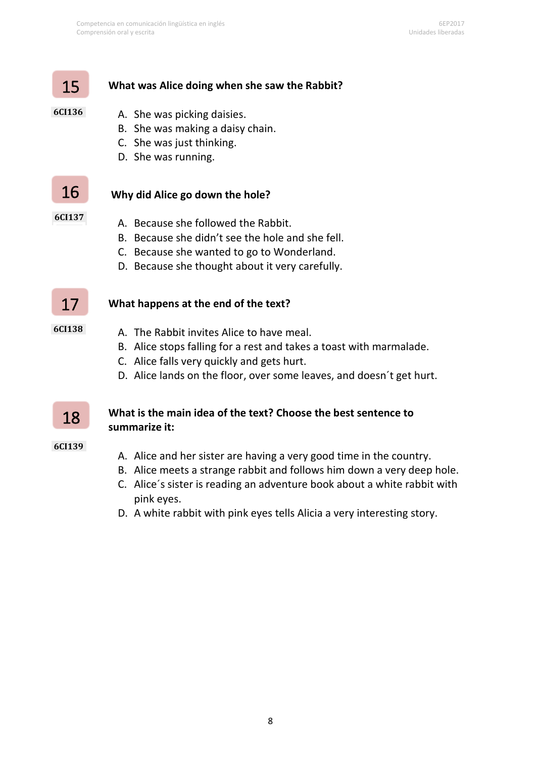**15** 6CI136

**What was Alice doing when she saw the Rabbit?**

A. She was picking daisies.
B. She was making a daisy chain.
C. She was just thinking.
D. She was running.

**16** 6CI137

**Why did Alice go down the hole?**

A. Because she followed the Rabbit.
B. Because she didn't see the hole and she fell.
C. Because she wanted to go to Wonderland.
D. Because she thought about it very carefully.

**17** 6CI138

**What happens at the end of the text?**

A. The Rabbit invites Alice to have meal.
B. Alice stops falling for a rest and takes a toast with marmalade.
C. Alice falls very quickly and gets hurt.
D. Alice lands on the floor, over some leaves, and doesn´t get hurt.

**18** 6CI139

**What is the main idea of the text? Choose the best sentence to summarize it:**

A. Alice and her sister are having a very good time in the country.
B. Alice meets a strange rabbit and follows him down a very deep hole.
C. Alice´s sister is reading an adventure book about a white rabbit with pink eyes.
D. A white rabbit with pink eyes tells Alicia a very interesting story.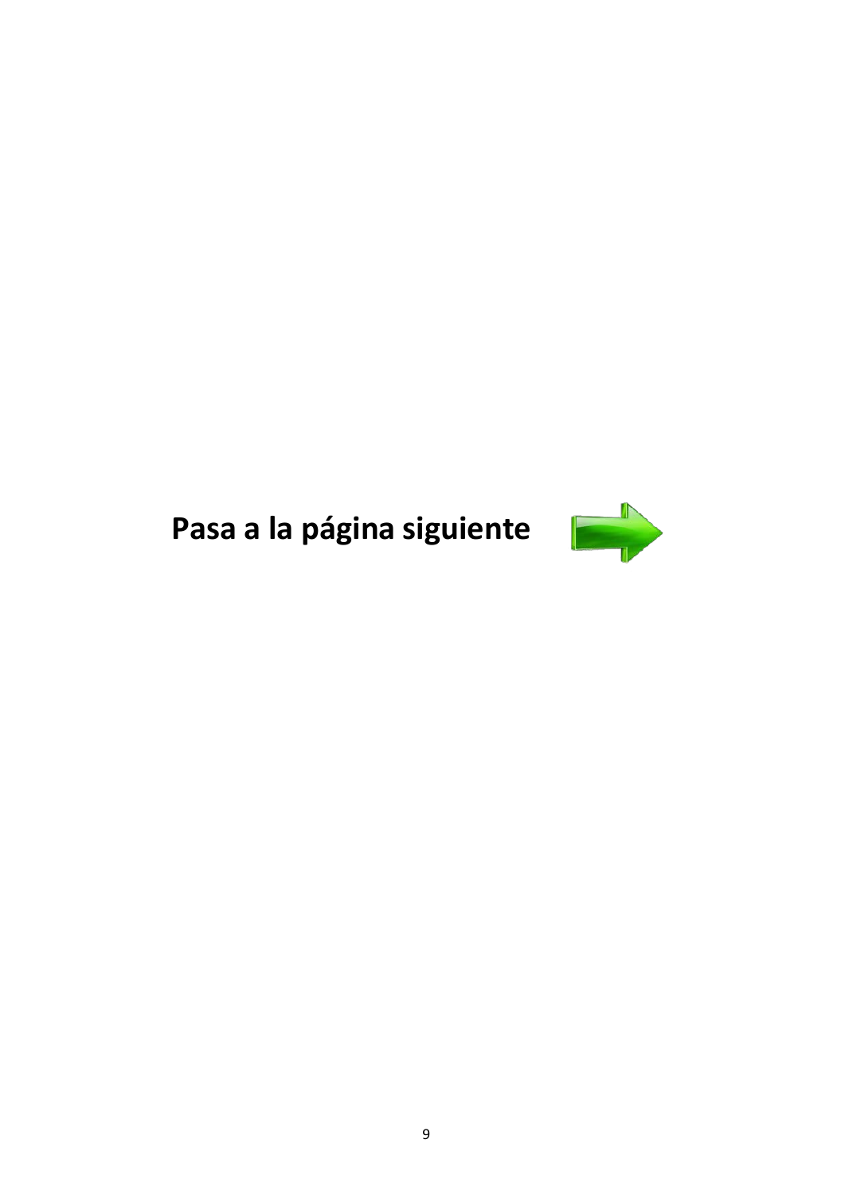**Pasa a la página siguiente**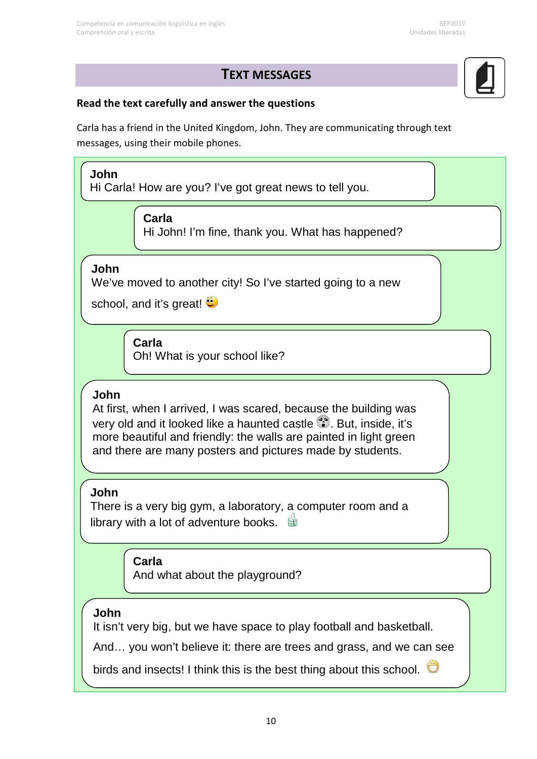## TEXT MESSAGES

**Read the text carefully and answer the questions**

Carla has a friend in the United Kingdom, John. They are communicating through text messages, using their mobile phones.

**John**
Hi Carla! How are you? I've got great news to tell you.

**Carla**
Hi John! I'm fine, thank you. What has happened?

**John**
We've moved to another city! So I've started going to a new school, and it's great!

**Carla**
Oh! What is your school like?

**John**
At first, when I arrived, I was scared, because the building was very old and it looked like a haunted castle . But, inside, it's more beautiful and friendly: the walls are painted in light green and there are many posters and pictures made by students.

**John**
There is a very big gym, a laboratory, a computer room and a library with a lot of adventure books.

**Carla**
And what about the playground?

**John**
It isn't very big, but we have space to play football and basketball.
And… you won't believe it: there are trees and grass, and we can see birds and insects! I think this is the best thing about this school.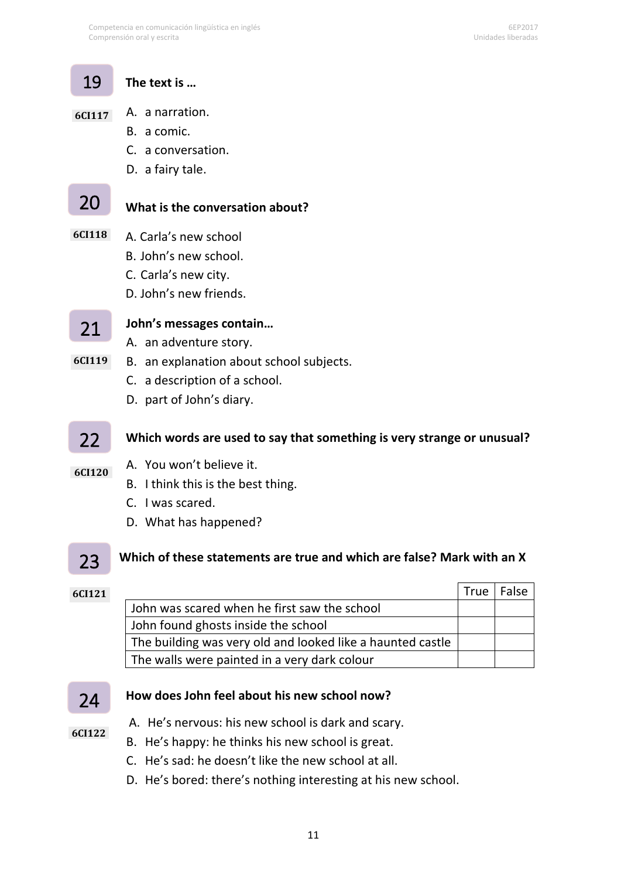**19** **The text is …**

6CI117

A. a narration.
B. a comic.
C. a conversation.
D. a fairy tale.

**20** **What is the conversation about?**

6CI118

A. Carla's new school
B. John's new school.
C. Carla's new city.
D. John's new friends.

**21** **John's messages contain…**

6CI119

A. an adventure story.
B. an explanation about school subjects.
C. a description of a school.
D. part of John's diary.

**22** **Which words are used to say that something is very strange or unusual?**

6CI120

A. You won't believe it.
B. I think this is the best thing.
C. I was scared.
D. What has happened?

**23** **Which of these statements are true and which are false? Mark with an X**

6CI121

| | True | False |
|---|---|---|
| John was scared when he first saw the school | | |
| John found ghosts inside the school | | |
| The building was very old and looked like a haunted castle | | |
| The walls were painted in a very dark colour | | |

**24** **How does John feel about his new school now?**

6CI122

A. He's nervous: his new school is dark and scary.
B. He's happy: he thinks his new school is great.
C. He's sad: he doesn't like the new school at all.
D. He's bored: there's nothing interesting at his new school.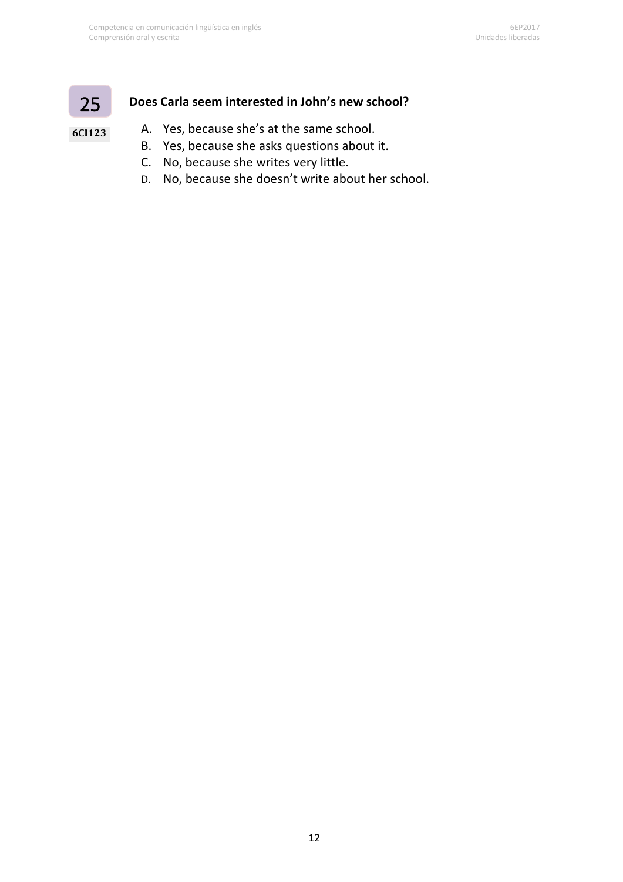**25**

**6CI123**

**Does Carla seem interested in John's new school?**

A. Yes, because she's at the same school.
B. Yes, because she asks questions about it.
C. No, because she writes very little.
D. No, because she doesn't write about her school.